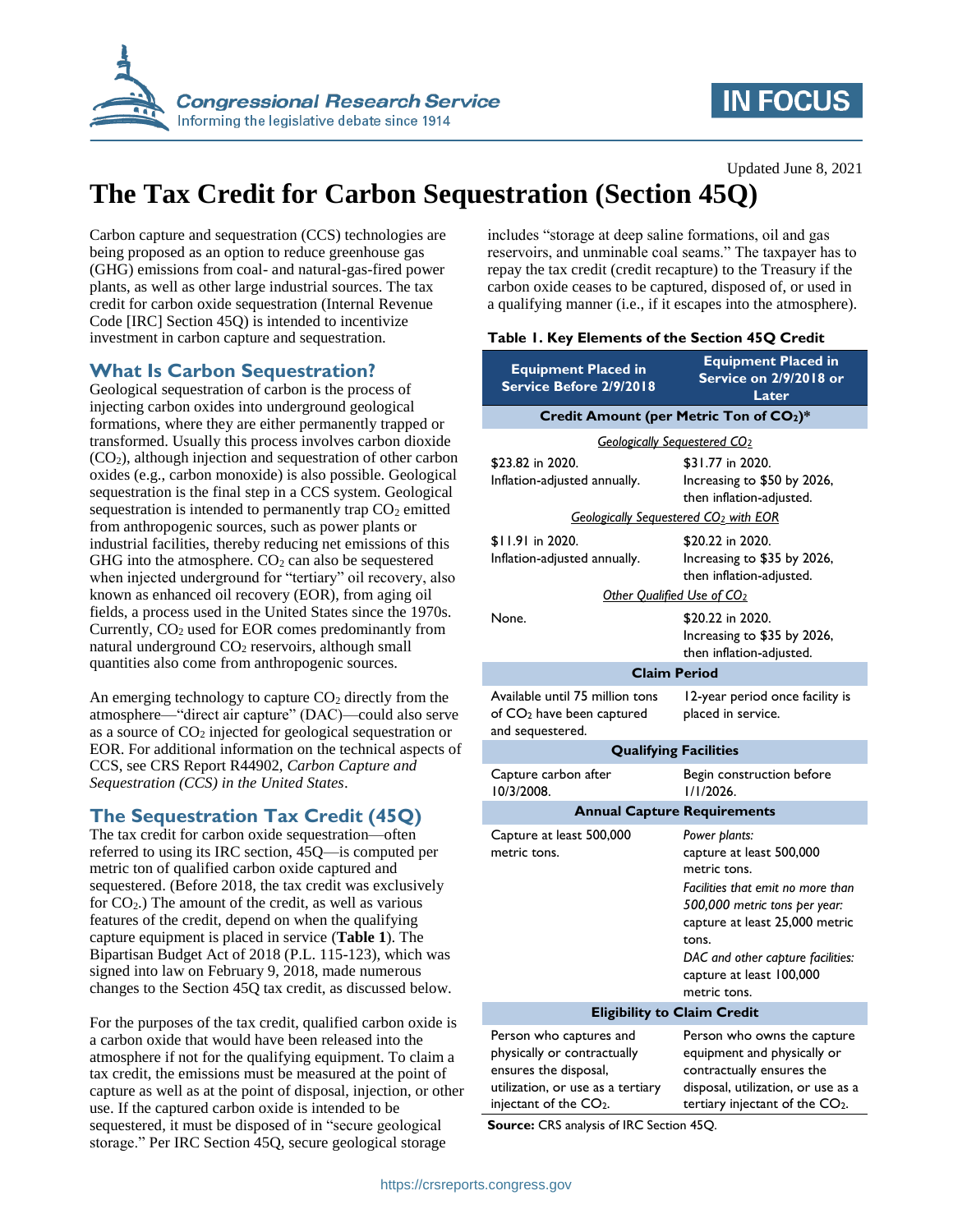Updated June 8, 2021

# The Tax Credit for Carbon Sequestration (Section 45Q)

Carbon capture and sequestration (CCS) technologies are being proposed as an option to reduce greenhouse gas (GHG) emissions from coal- and natural-gas-fired power plants, as well as other large industrial sources. The tax credit for carbon oxide sequestration (Internal Revenue Code [IRC] Section 45Q) is intended to incentivize investment in carbon capture and sequestration.

## What Is Carbon Sequestration?

Geological sequestration of carbon is the process of injecting carbon oxides into underground geological formations, where they are either permanently trapped or transformed. Usually this process involves carbon dioxide ($CO_2$), although injection and sequestration of other carbon oxides (e.g., carbon monoxide) is also possible. Geological sequestration is the final step in a CCS system. Geological sequestration is intended to permanently trap $CO_2$ emitted from anthropogenic sources, such as power plants or industrial facilities, thereby reducing net emissions of this GHG into the atmosphere. $CO_2$ can also be sequestered when injected underground for "tertiary" oil recovery, also known as enhanced oil recovery (EOR), from aging oil fields, a process used in the United States since the 1970s. Currently, $CO_2$ used for EOR comes predominantly from natural underground $CO_2$ reservoirs, although small quantities also come from anthropogenic sources.

An emerging technology to capture $CO_2$ directly from the atmosphere—"direct air capture" (DAC)—could also serve as a source of $CO_2$ injected for geological sequestration or EOR. For additional information on the technical aspects of CCS, see CRS Report R44902, *Carbon Capture and Sequestration (CCS) in the United States*.

## The Sequestration Tax Credit (45Q)

The tax credit for carbon oxide sequestration—often referred to using its IRC section, 45Q—is computed per metric ton of qualified carbon oxide captured and sequestered. (Before 2018, the tax credit was exclusively for $CO_2$.) The amount of the credit, as well as various features of the credit, depend on when the qualifying capture equipment is placed in service (**Table 1**). The Bipartisan Budget Act of 2018 (P.L. 115-123), which was signed into law on February 9, 2018, made numerous changes to the Section 45Q tax credit, as discussed below.

For the purposes of the tax credit, qualified carbon oxide is a carbon oxide that would have been released into the atmosphere if not for the qualifying equipment. To claim a tax credit, the emissions must be measured at the point of capture as well as at the point of disposal, injection, or other use. If the captured carbon oxide is intended to be sequestered, it must be disposed of in "secure geological storage." Per IRC Section 45Q, secure geological storage includes "storage at deep saline formations, oil and gas reservoirs, and unminable coal seams." The taxpayer has to repay the tax credit (credit recapture) to the Treasury if the carbon oxide ceases to be captured, disposed of, or used in a qualifying manner (i.e., if it escapes into the atmosphere).

**Table 1. Key Elements of the Section 45Q Credit**

| Equipment Placed in Service Before 2/9/2018 | Equipment Placed in Service on 2/9/2018 or Later |
|---|---|
| **Credit Amount (per Metric Ton of $CO_2$)*** | |
| *Geologically Sequestered $CO_2$* | |
| \$23.82 in 2020. Inflation-adjusted annually. | \$31.77 in 2020. Increasing to \$50 by 2026, then inflation-adjusted. |
| *Geologically Sequestered $CO_2$ with EOR* | |
| \$11.91 in 2020. Inflation-adjusted annually. | \$20.22 in 2020. Increasing to \$35 by 2026, then inflation-adjusted. |
| *Other Qualified Use of $CO_2$* | |
| None. | \$20.22 in 2020. Increasing to \$35 by 2026, then inflation-adjusted. |
| **Claim Period** | |
| Available until 75 million tons of $CO_2$ have been captured and sequestered. | 12-year period once facility is placed in service. |
| **Qualifying Facilities** | |
| Capture carbon after 10/3/2008. | Begin construction before 1/1/2026. |
| **Annual Capture Requirements** | |
| Capture at least 500,000 metric tons. | *Power plants:* capture at least 500,000 metric tons. *Facilities that emit no more than 500,000 metric tons per year:* capture at least 25,000 metric tons. *DAC and other capture facilities:* capture at least 100,000 metric tons. |
| **Eligibility to Claim Credit** | |
| Person who captures and physically or contractually ensures the disposal, utilization, or use as a tertiary injectant of the $CO_2$. | Person who owns the capture equipment and physically or contractually ensures the disposal, utilization, or use as a tertiary injectant of the $CO_2$. |

**Source:** CRS analysis of IRC Section 45Q.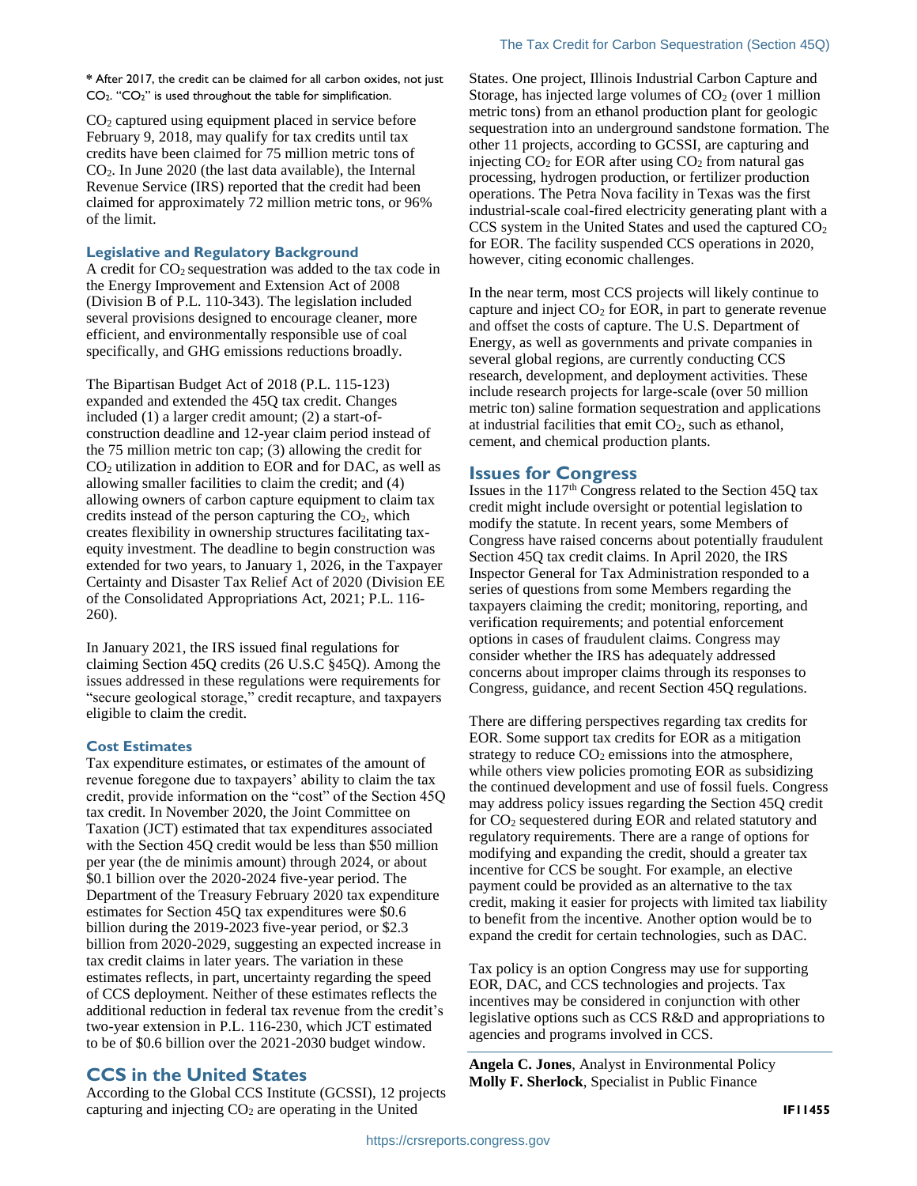* After 2017, the credit can be claimed for all carbon oxides, not just $CO_2$. "$CO_2$" is used throughout the table for simplification.

$CO_2$ captured using equipment placed in service before February 9, 2018, may qualify for tax credits until tax credits have been claimed for 75 million metric tons of $CO_2$. In June 2020 (the last data available), the Internal Revenue Service (IRS) reported that the credit had been claimed for approximately 72 million metric tons, or 96% of the limit.

### Legislative and Regulatory Background

A credit for $CO_2$ sequestration was added to the tax code in the Energy Improvement and Extension Act of 2008 (Division B of P.L. 110-343). The legislation included several provisions designed to encourage cleaner, more efficient, and environmentally responsible use of coal specifically, and GHG emissions reductions broadly.

The Bipartisan Budget Act of 2018 (P.L. 115-123) expanded and extended the 45Q tax credit. Changes included (1) a larger credit amount; (2) a start-of-construction deadline and 12-year claim period instead of the 75 million metric ton cap; (3) allowing the credit for $CO_2$ utilization in addition to EOR and for DAC, as well as allowing smaller facilities to claim the credit; and (4) allowing owners of carbon capture equipment to claim tax credits instead of the person capturing the $CO_2$, which creates flexibility in ownership structures facilitating tax-equity investment. The deadline to begin construction was extended for two years, to January 1, 2026, in the Taxpayer Certainty and Disaster Tax Relief Act of 2020 (Division EE of the Consolidated Appropriations Act, 2021; P.L. 116-260).

In January 2021, the IRS issued final regulations for claiming Section 45Q credits (26 U.S.C §45Q). Among the issues addressed in these regulations were requirements for "secure geological storage," credit recapture, and taxpayers eligible to claim the credit.

### Cost Estimates

Tax expenditure estimates, or estimates of the amount of revenue foregone due to taxpayers' ability to claim the tax credit, provide information on the "cost" of the Section 45Q tax credit. In November 2020, the Joint Committee on Taxation (JCT) estimated that tax expenditures associated with the Section 45Q credit would be less than $50 million per year (the de minimis amount) through 2024, or about $0.1 billion over the 2020-2024 five-year period. The Department of the Treasury February 2020 tax expenditure estimates for Section 45Q tax expenditures were $0.6 billion during the 2019-2023 five-year period, or $2.3 billion from 2020-2029, suggesting an expected increase in tax credit claims in later years. The variation in these estimates reflects, in part, uncertainty regarding the speed of CCS deployment. Neither of these estimates reflects the additional reduction in federal tax revenue from the credit's two-year extension in P.L. 116-230, which JCT estimated to be of $0.6 billion over the 2021-2030 budget window.

## CCS in the United States

According to the Global CCS Institute (GCSSI), 12 projects capturing and injecting $CO_2$ are operating in the United States. One project, Illinois Industrial Carbon Capture and Storage, has injected large volumes of $CO_2$ (over 1 million metric tons) from an ethanol production plant for geologic sequestration into an underground sandstone formation. The other 11 projects, according to GCSSI, are capturing and injecting $CO_2$ for EOR after using $CO_2$ from natural gas processing, hydrogen production, or fertilizer production operations. The Petra Nova facility in Texas was the first industrial-scale coal-fired electricity generating plant with a CCS system in the United States and used the captured $CO_2$ for EOR. The facility suspended CCS operations in 2020, however, citing economic challenges.

In the near term, most CCS projects will likely continue to capture and inject $CO_2$ for EOR, in part to generate revenue and offset the costs of capture. The U.S. Department of Energy, as well as governments and private companies in several global regions, are currently conducting CCS research, development, and deployment activities. These include research projects for large-scale (over 50 million metric ton) saline formation sequestration and applications at industrial facilities that emit $CO_2$, such as ethanol, cement, and chemical production plants.

## Issues for Congress

Issues in the 117th Congress related to the Section 45Q tax credit might include oversight or potential legislation to modify the statute. In recent years, some Members of Congress have raised concerns about potentially fraudulent Section 45Q tax credit claims. In April 2020, the IRS Inspector General for Tax Administration responded to a series of questions from some Members regarding the taxpayers claiming the credit; monitoring, reporting, and verification requirements; and potential enforcement options in cases of fraudulent claims. Congress may consider whether the IRS has adequately addressed concerns about improper claims through its responses to Congress, guidance, and recent Section 45Q regulations.

There are differing perspectives regarding tax credits for EOR. Some support tax credits for EOR as a mitigation strategy to reduce $CO_2$ emissions into the atmosphere, while others view policies promoting EOR as subsidizing the continued development and use of fossil fuels. Congress may address policy issues regarding the Section 45Q credit for $CO_2$ sequestered during EOR and related statutory and regulatory requirements. There are a range of options for modifying and expanding the credit, should a greater tax incentive for CCS be sought. For example, an elective payment could be provided as an alternative to the tax credit, making it easier for projects with limited tax liability to benefit from the incentive. Another option would be to expand the credit for certain technologies, such as DAC.

Tax policy is an option Congress may use for supporting EOR, DAC, and CCS technologies and projects. Tax incentives may be considered in conjunction with other legislative options such as CCS R&D and appropriations to agencies and programs involved in CCS.

**Angela C. Jones**, Analyst in Environmental Policy
**Molly F. Sherlock**, Specialist in Public Finance

IF11455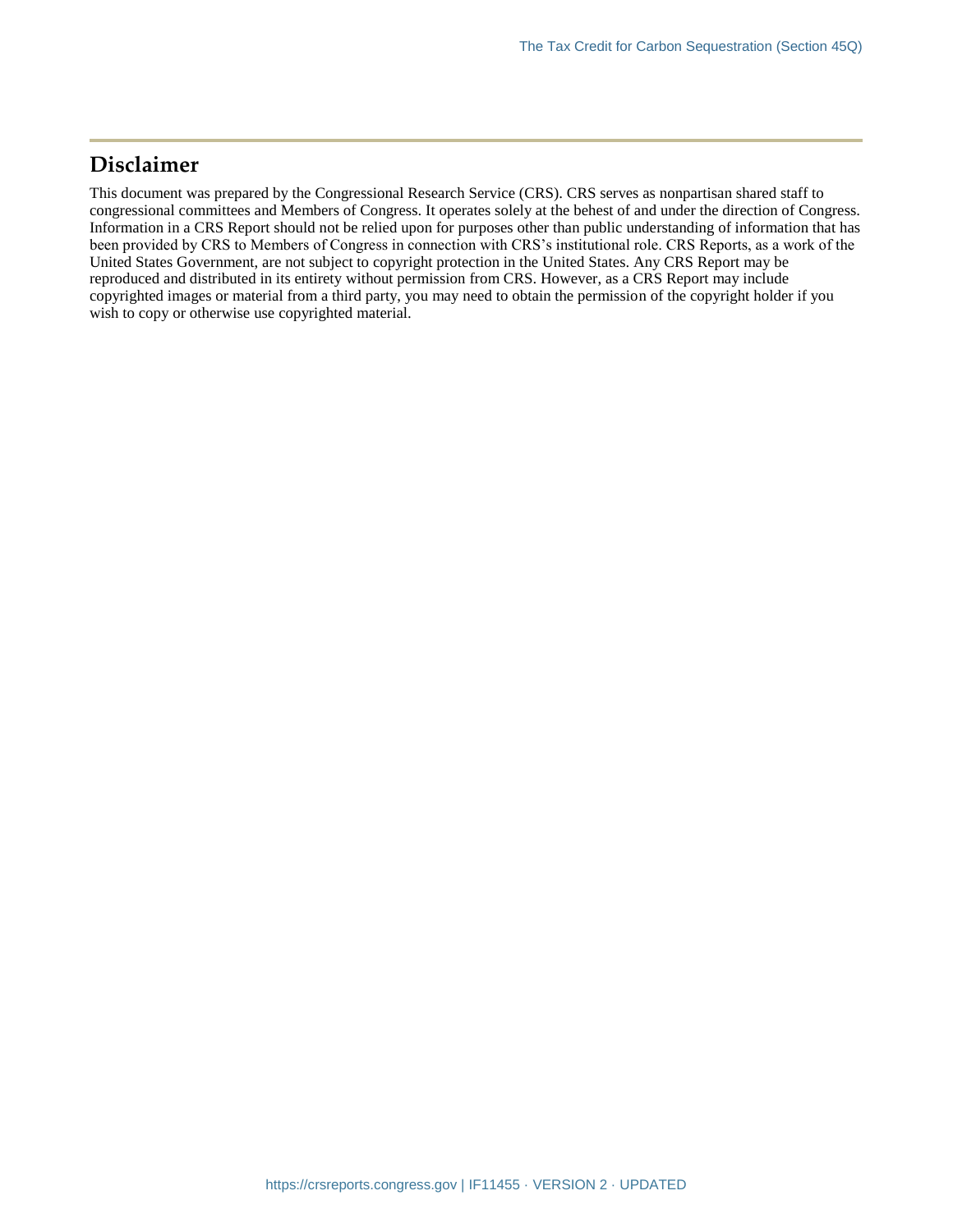## Disclaimer

This document was prepared by the Congressional Research Service (CRS). CRS serves as nonpartisan shared staff to congressional committees and Members of Congress. It operates solely at the behest of and under the direction of Congress. Information in a CRS Report should not be relied upon for purposes other than public understanding of information that has been provided by CRS to Members of Congress in connection with CRS's institutional role. CRS Reports, as a work of the United States Government, are not subject to copyright protection in the United States. Any CRS Report may be reproduced and distributed in its entirety without permission from CRS. However, as a CRS Report may include copyrighted images or material from a third party, you may need to obtain the permission of the copyright holder if you wish to copy or otherwise use copyrighted material.